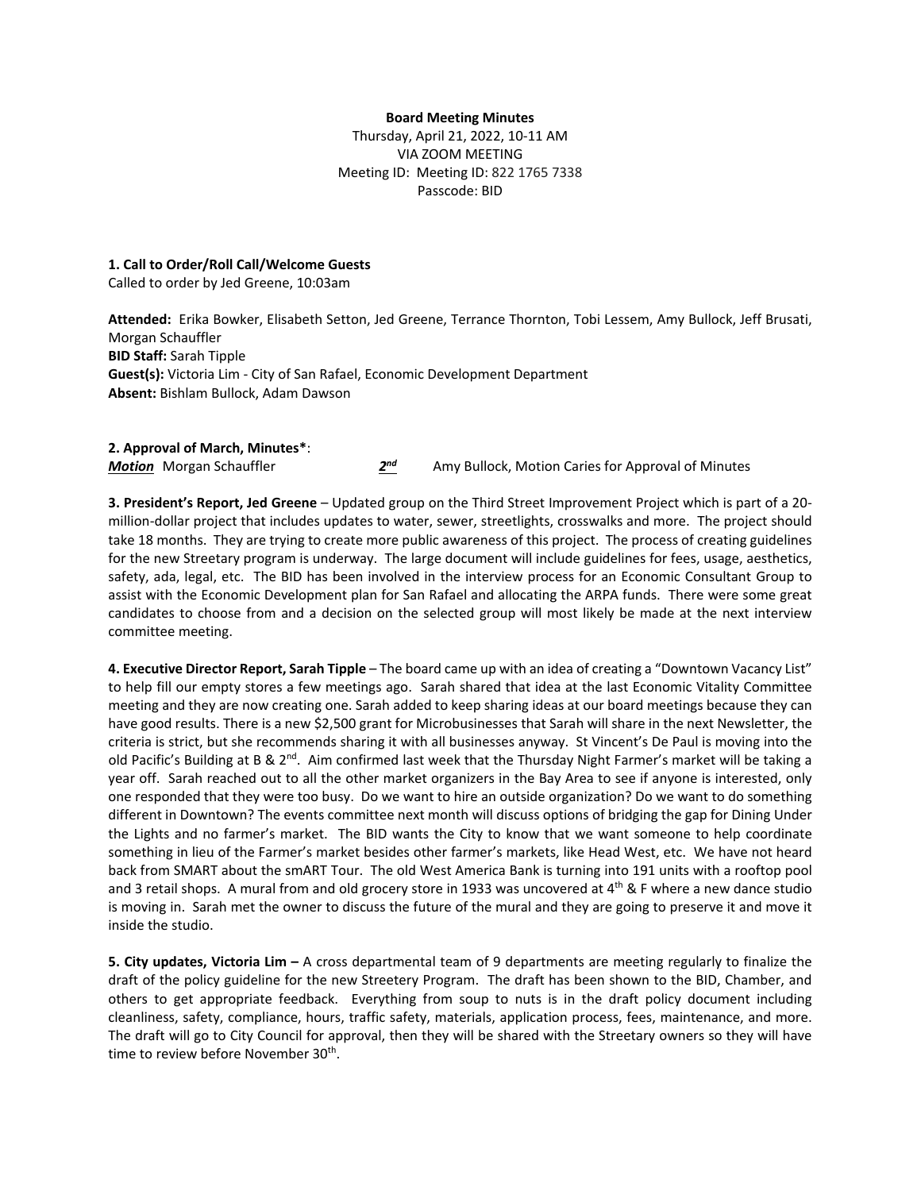**Board Meeting Minutes**
Thursday, April 21, 2022, 10-11 AM
VIA ZOOM MEETING
Meeting ID: Meeting ID: 822 1765 7338
Passcode: BID

**1. Call to Order/Roll Call/Welcome Guests**
Called to order by Jed Greene, 10:03am

**Attended:** Erika Bowker, Elisabeth Setton, Jed Greene, Terrance Thornton, Tobi Lessem, Amy Bullock, Jeff Brusati, Morgan Schauffler
**BID Staff:** Sarah Tipple
**Guest(s):** Victoria Lim - City of San Rafael, Economic Development Department
**Absent:** Bishlam Bullock, Adam Dawson

**2. Approval of March, Minutes***:
***Motion*** Morgan Schauffler ***2nd*** Amy Bullock, Motion Caries for Approval of Minutes

**3. President's Report, Jed Greene** – Updated group on the Third Street Improvement Project which is part of a 20-million-dollar project that includes updates to water, sewer, streetlights, crosswalks and more. The project should take 18 months. They are trying to create more public awareness of this project. The process of creating guidelines for the new Streetary program is underway. The large document will include guidelines for fees, usage, aesthetics, safety, ada, legal, etc. The BID has been involved in the interview process for an Economic Consultant Group to assist with the Economic Development plan for San Rafael and allocating the ARPA funds. There were some great candidates to choose from and a decision on the selected group will most likely be made at the next interview committee meeting.

**4. Executive Director Report, Sarah Tipple** – The board came up with an idea of creating a "Downtown Vacancy List" to help fill our empty stores a few meetings ago. Sarah shared that idea at the last Economic Vitality Committee meeting and they are now creating one. Sarah added to keep sharing ideas at our board meetings because they can have good results. There is a new $2,500 grant for Microbusinesses that Sarah will share in the next Newsletter, the criteria is strict, but she recommends sharing it with all businesses anyway. St Vincent's De Paul is moving into the old Pacific's Building at B & 2nd. Aim confirmed last week that the Thursday Night Farmer's market will be taking a year off. Sarah reached out to all the other market organizers in the Bay Area to see if anyone is interested, only one responded that they were too busy. Do we want to hire an outside organization? Do we want to do something different in Downtown? The events committee next month will discuss options of bridging the gap for Dining Under the Lights and no farmer's market. The BID wants the City to know that we want someone to help coordinate something in lieu of the Farmer's market besides other farmer's markets, like Head West, etc. We have not heard back from SMART about the smART Tour. The old West America Bank is turning into 191 units with a rooftop pool and 3 retail shops. A mural from and old grocery store in 1933 was uncovered at 4th & F where a new dance studio is moving in. Sarah met the owner to discuss the future of the mural and they are going to preserve it and move it inside the studio.

**5. City updates, Victoria Lim –** A cross departmental team of 9 departments are meeting regularly to finalize the draft of the policy guideline for the new Streetery Program. The draft has been shown to the BID, Chamber, and others to get appropriate feedback. Everything from soup to nuts is in the draft policy document including cleanliness, safety, compliance, hours, traffic safety, materials, application process, fees, maintenance, and more. The draft will go to City Council for approval, then they will be shared with the Streetary owners so they will have time to review before November 30th.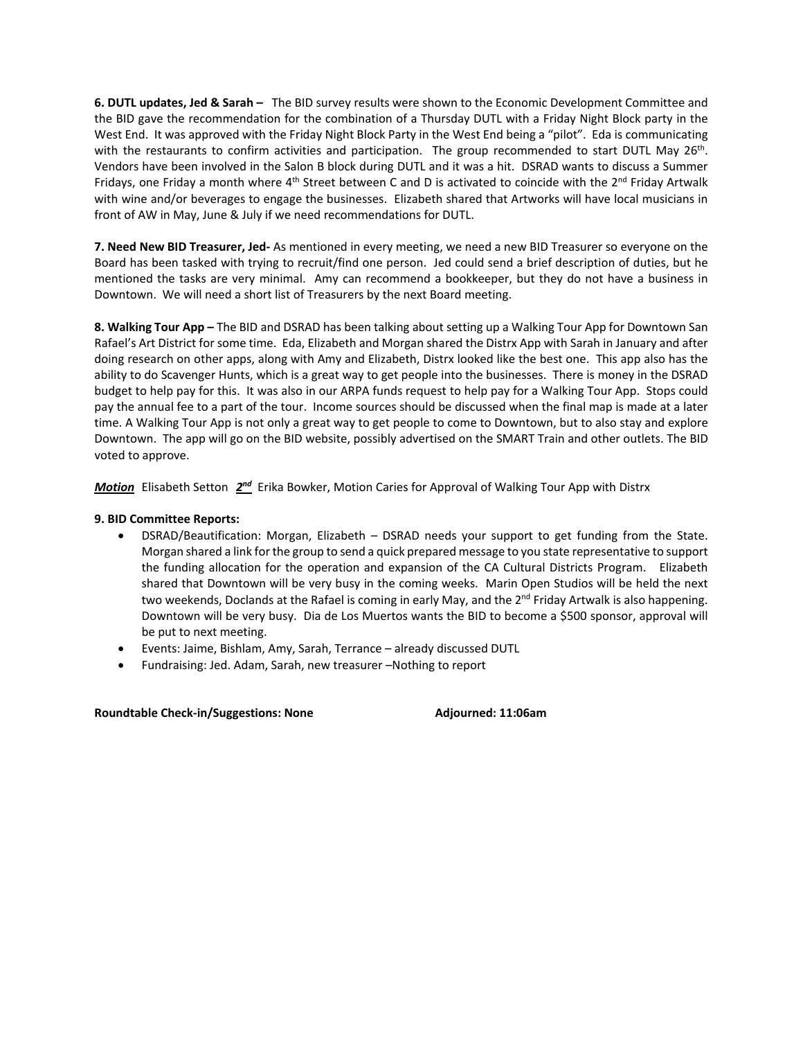**6. DUTL updates, Jed & Sarah –** The BID survey results were shown to the Economic Development Committee and the BID gave the recommendation for the combination of a Thursday DUTL with a Friday Night Block party in the West End. It was approved with the Friday Night Block Party in the West End being a "pilot". Eda is communicating with the restaurants to confirm activities and participation. The group recommended to start DUTL May 26th. Vendors have been involved in the Salon B block during DUTL and it was a hit. DSRAD wants to discuss a Summer Fridays, one Friday a month where 4th Street between C and D is activated to coincide with the 2nd Friday Artwalk with wine and/or beverages to engage the businesses. Elizabeth shared that Artworks will have local musicians in front of AW in May, June & July if we need recommendations for DUTL.

**7. Need New BID Treasurer, Jed-** As mentioned in every meeting, we need a new BID Treasurer so everyone on the Board has been tasked with trying to recruit/find one person. Jed could send a brief description of duties, but he mentioned the tasks are very minimal. Amy can recommend a bookkeeper, but they do not have a business in Downtown. We will need a short list of Treasurers by the next Board meeting.

**8. Walking Tour App –** The BID and DSRAD has been talking about setting up a Walking Tour App for Downtown San Rafael's Art District for some time. Eda, Elizabeth and Morgan shared the Distrx App with Sarah in January and after doing research on other apps, along with Amy and Elizabeth, Distrx looked like the best one. This app also has the ability to do Scavenger Hunts, which is a great way to get people into the businesses. There is money in the DSRAD budget to help pay for this. It was also in our ARPA funds request to help pay for a Walking Tour App. Stops could pay the annual fee to a part of the tour. Income sources should be discussed when the final map is made at a later time. A Walking Tour App is not only a great way to get people to come to Downtown, but to also stay and explore Downtown. The app will go on the BID website, possibly advertised on the SMART Train and other outlets. The BID voted to approve.

***Motion*** Elisabeth Setton ***2nd*** Erika Bowker, Motion Caries for Approval of Walking Tour App with Distrx

**9. BID Committee Reports:**

- DSRAD/Beautification: Morgan, Elizabeth – DSRAD needs your support to get funding from the State. Morgan shared a link for the group to send a quick prepared message to you state representative to support the funding allocation for the operation and expansion of the CA Cultural Districts Program. Elizabeth shared that Downtown will be very busy in the coming weeks. Marin Open Studios will be held the next two weekends, Doclands at the Rafael is coming in early May, and the 2nd Friday Artwalk is also happening. Downtown will be very busy. Dia de Los Muertos wants the BID to become a $500 sponsor, approval will be put to next meeting.
- Events: Jaime, Bishlam, Amy, Sarah, Terrance – already discussed DUTL
- Fundraising: Jed. Adam, Sarah, new treasurer –Nothing to report

**Roundtable Check-in/Suggestions: None** **Adjourned: 11:06am**